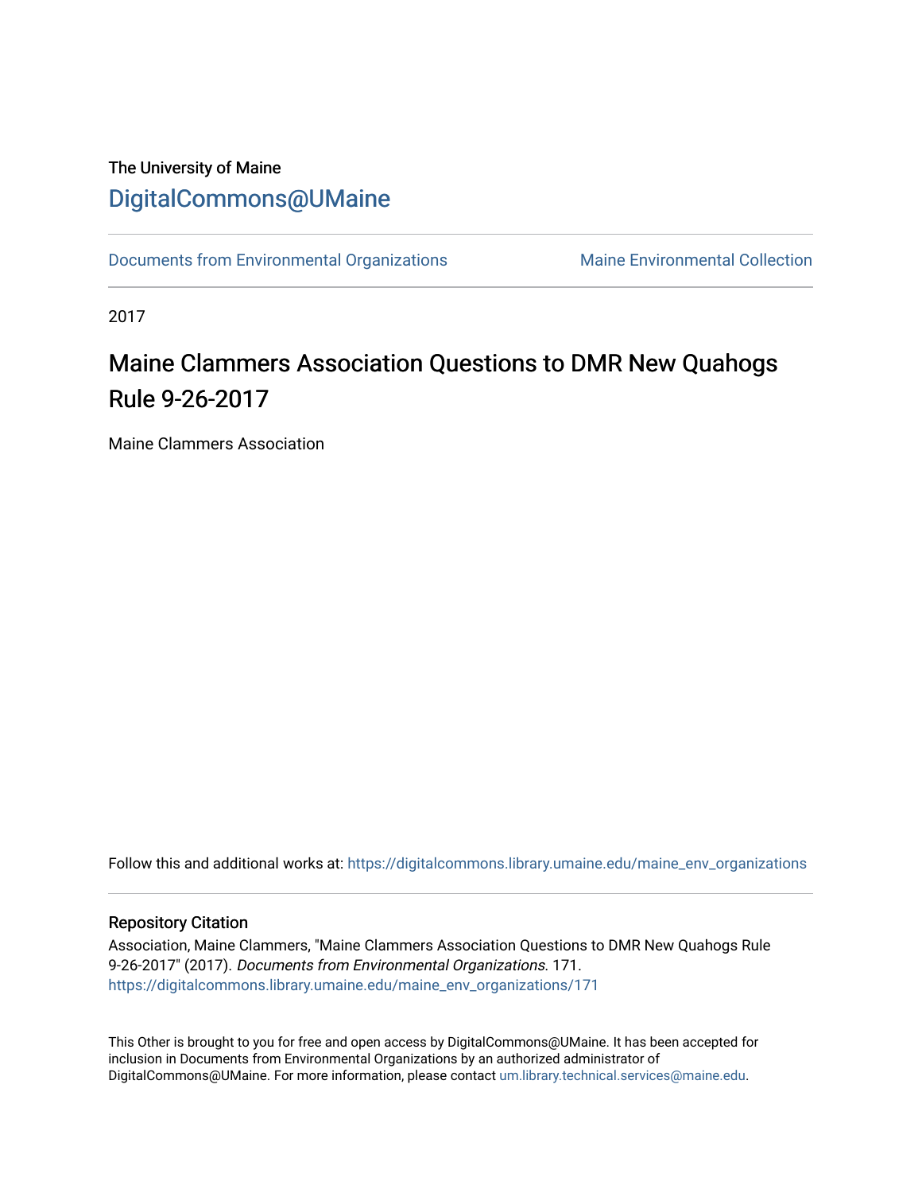The University of Maine

# DigitalCommons@UMaine

Documents from Environmental Organizations | Maine Environmental Collection

2017

## Maine Clammers Association Questions to DMR New Quahogs Rule 9-26-2017

Maine Clammers Association

Follow this and additional works at: https://digitalcommons.library.umaine.edu/maine_env_organizations

### Repository Citation

Association, Maine Clammers, "Maine Clammers Association Questions to DMR New Quahogs Rule 9-26-2017" (2017). *Documents from Environmental Organizations*. 171.
https://digitalcommons.library.umaine.edu/maine_env_organizations/171

This Other is brought to you for free and open access by DigitalCommons@UMaine. It has been accepted for inclusion in Documents from Environmental Organizations by an authorized administrator of DigitalCommons@UMaine. For more information, please contact um.library.technical.services@maine.edu.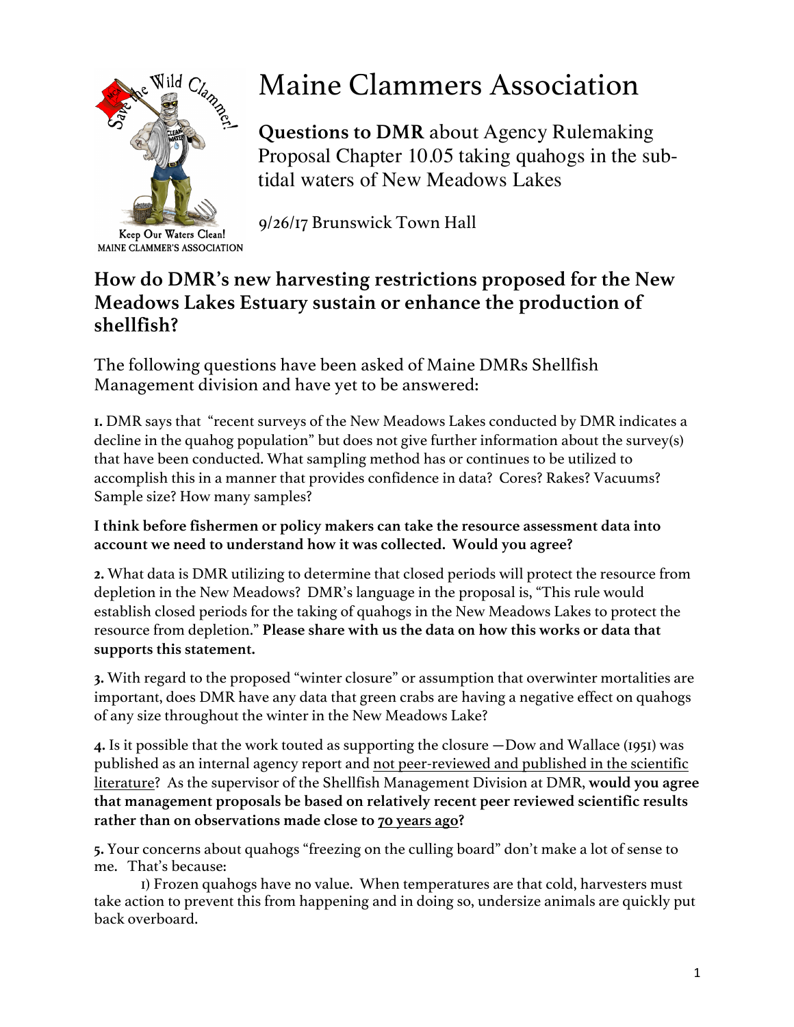# Maine Clammers Association

**Questions to DMR** about Agency Rulemaking Proposal Chapter 10.05 taking quahogs in the sub-tidal waters of New Meadows Lakes

9/26/17 Brunswick Town Hall

Keep Our Waters Clean!
MAINE CLAMMER'S ASSOCIATION

## How do DMR's new harvesting restrictions proposed for the New Meadows Lakes Estuary sustain or enhance the production of shellfish?

The following questions have been asked of Maine DMRs Shellfish Management division and have yet to be answered:

**1.** DMR says that "recent surveys of the New Meadows Lakes conducted by DMR indicates a decline in the quahog population" but does not give further information about the survey(s) that have been conducted. What sampling method has or continues to be utilized to accomplish this in a manner that provides confidence in data? Cores? Rakes? Vacuums? Sample size? How many samples?

**I think before fishermen or policy makers can take the resource assessment data into account we need to understand how it was collected. Would you agree?**

**2.** What data is DMR utilizing to determine that closed periods will protect the resource from depletion in the New Meadows? DMR's language in the proposal is, "This rule would establish closed periods for the taking of quahogs in the New Meadows Lakes to protect the resource from depletion." **Please share with us the data on how this works or data that supports this statement.**

**3.** With regard to the proposed "winter closure" or assumption that overwinter mortalities are important, does DMR have any data that green crabs are having a negative effect on quahogs of any size throughout the winter in the New Meadows Lake?

**4.** Is it possible that the work touted as supporting the closure —Dow and Wallace (1951) was published as an internal agency report and <u>not peer-reviewed and published in the scientific literature</u>? As the supervisor of the Shellfish Management Division at DMR, **would you agree that management proposals be based on relatively recent peer reviewed scientific results rather than on observations made close to <u>70 years ago</u>?**

**5.** Your concerns about quahogs "freezing on the culling board" don't make a lot of sense to me. That's because:

1) Frozen quahogs have no value. When temperatures are that cold, harvesters must take action to prevent this from happening and in doing so, undersize animals are quickly put back overboard.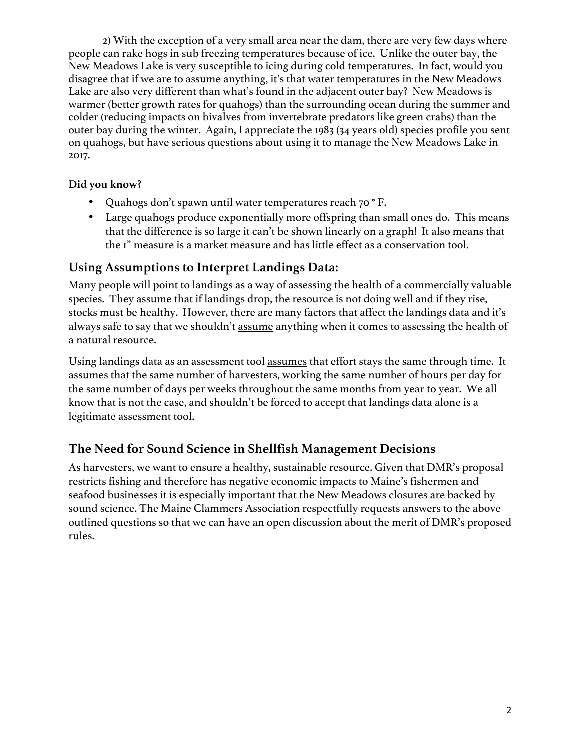2) With the exception of a very small area near the dam, there are very few days where people can rake hogs in sub freezing temperatures because of ice. Unlike the outer bay, the New Meadows Lake is very susceptible to icing during cold temperatures. In fact, would you disagree that if we are to <u>assume</u> anything, it's that water temperatures in the New Meadows Lake are also very different than what's found in the adjacent outer bay? New Meadows is warmer (better growth rates for quahogs) than the surrounding ocean during the summer and colder (reducing impacts on bivalves from invertebrate predators like green crabs) than the outer bay during the winter. Again, I appreciate the 1983 (34 years old) species profile you sent on quahogs, but have serious questions about using it to manage the New Meadows Lake in 2017.

**Did you know?**

- Quahogs don't spawn until water temperatures reach 70 ° F.
- Large quahogs produce exponentially more offspring than small ones do. This means that the difference is so large it can't be shown linearly on a graph! It also means that the 1" measure is a market measure and has little effect as a conservation tool.

## Using Assumptions to Interpret Landings Data:

Many people will point to landings as a way of assessing the health of a commercially valuable species. They <u>assume</u> that if landings drop, the resource is not doing well and if they rise, stocks must be healthy. However, there are many factors that affect the landings data and it's always safe to say that we shouldn't <u>assume</u> anything when it comes to assessing the health of a natural resource.

Using landings data as an assessment tool <u>assumes</u> that effort stays the same through time. It assumes that the same number of harvesters, working the same number of hours per day for the same number of days per weeks throughout the same months from year to year. We all know that is not the case, and shouldn't be forced to accept that landings data alone is a legitimate assessment tool.

## The Need for Sound Science in Shellfish Management Decisions

As harvesters, we want to ensure a healthy, sustainable resource. Given that DMR's proposal restricts fishing and therefore has negative economic impacts to Maine's fishermen and seafood businesses it is especially important that the New Meadows closures are backed by sound science. The Maine Clammers Association respectfully requests answers to the above outlined questions so that we can have an open discussion about the merit of DMR's proposed rules.